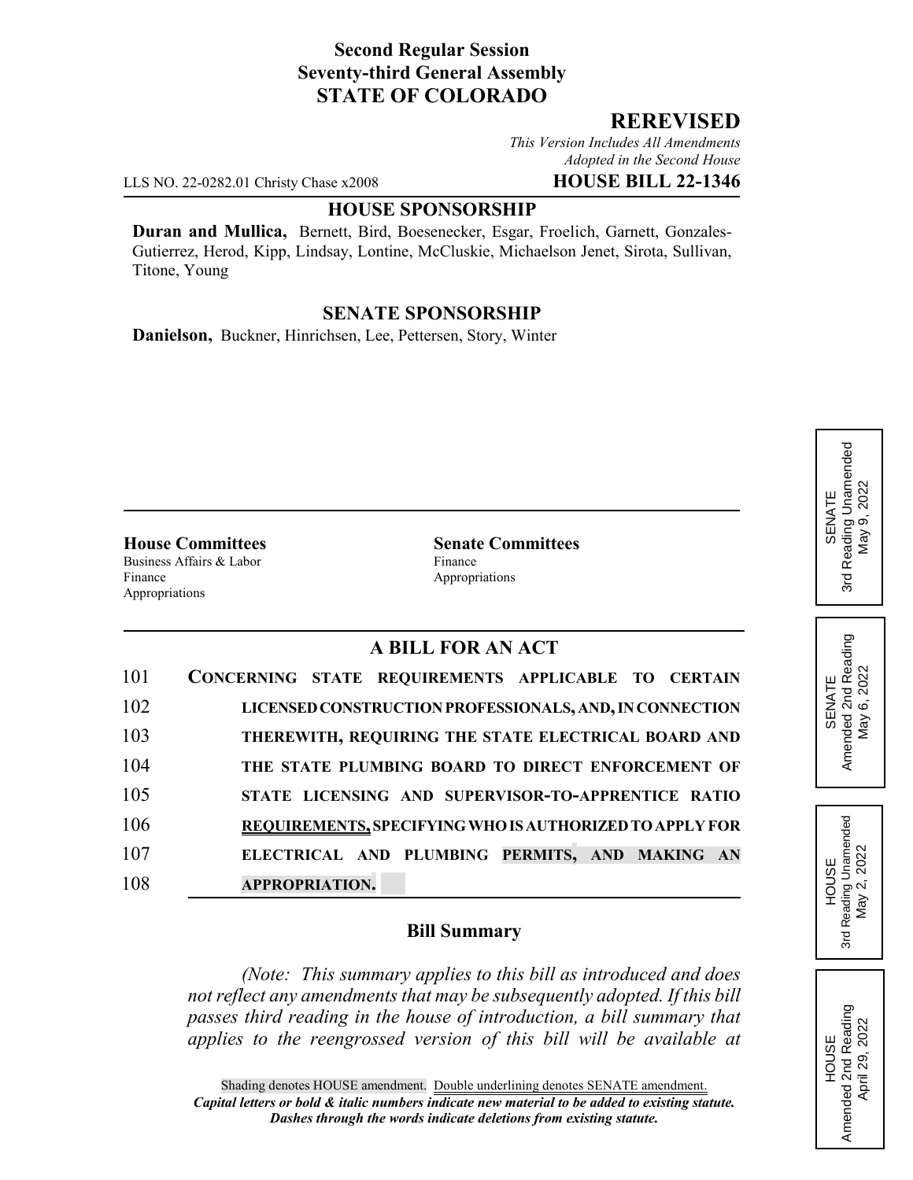**Second Regular Session**
**Seventy-third General Assembly**
**STATE OF COLORADO**

# REREVISED

*This Version Includes All Amendments Adopted in the Second House*

LLS NO. 22-0282.01 Christy Chase x2008 **HOUSE BILL 22-1346**

## HOUSE SPONSORSHIP

**Duran and Mullica,** Bernett, Bird, Boesenecker, Esgar, Froelich, Garnett, Gonzales-Gutierrez, Herod, Kipp, Lindsay, Lontine, McCluskie, Michaelson Jenet, Sirota, Sullivan, Titone, Young

## SENATE SPONSORSHIP

**Danielson,** Buckner, Hinrichsen, Lee, Pettersen, Story, Winter

SENATE 3rd Reading Unamended May 9, 2022

SENATE Amended 2nd Reading May 6, 2022

HOUSE 3rd Reading Unamended May 2, 2022

HOUSE Amended 2nd Reading April 29, 2022

**House Committees**
Business Affairs & Labor
Finance
Appropriations

**Senate Committees**
Finance
Appropriations

## A BILL FOR AN ACT

101 **CONCERNING STATE REQUIREMENTS APPLICABLE TO CERTAIN**
102 **LICENSED CONSTRUCTION PROFESSIONALS, AND, IN CONNECTION**
103 **THEREWITH, REQUIRING THE STATE ELECTRICAL BOARD AND**
104 **THE STATE PLUMBING BOARD TO DIRECT ENFORCEMENT OF**
105 **STATE LICENSING AND SUPERVISOR-TO-APPRENTICE RATIO**
106 **REQUIREMENTS, SPECIFYING WHO IS AUTHORIZED TO APPLY FOR**
107 **ELECTRICAL AND PLUMBING PERMITS, AND MAKING AN**
108 **APPROPRIATION.**

### Bill Summary

*(Note: This summary applies to this bill as introduced and does not reflect any amendments that may be subsequently adopted. If this bill passes third reading in the house of introduction, a bill summary that applies to the reengrossed version of this bill will be available at*

Shading denotes HOUSE amendment. Double underlining denotes SENATE amendment.
***Capital letters or bold & italic numbers indicate new material to be added to existing statute.***
***Dashes through the words indicate deletions from existing statute.***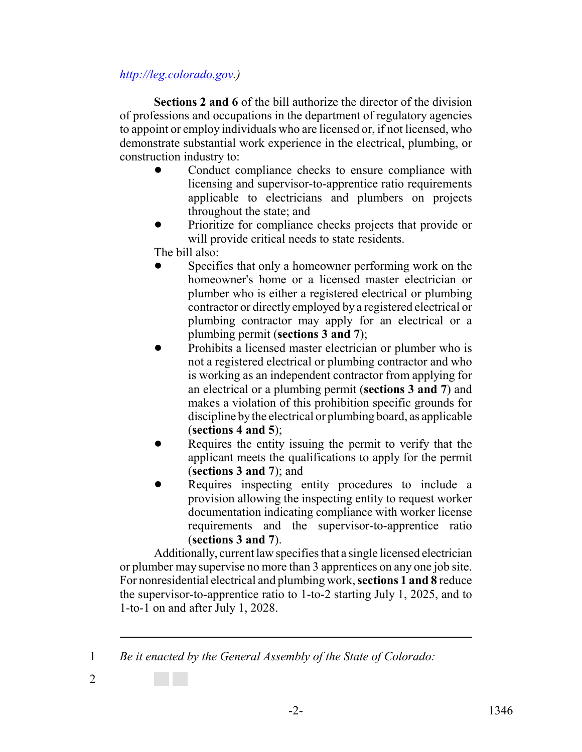http://leg.colorado.gov.)

**Sections 2 and 6** of the bill authorize the director of the division of professions and occupations in the department of regulatory agencies to appoint or employ individuals who are licensed or, if not licensed, who demonstrate substantial work experience in the electrical, plumbing, or construction industry to:

- Conduct compliance checks to ensure compliance with licensing and supervisor-to-apprentice ratio requirements applicable to electricians and plumbers on projects throughout the state; and
- Prioritize for compliance checks projects that provide or will provide critical needs to state residents.

The bill also:

- Specifies that only a homeowner performing work on the homeowner's home or a licensed master electrician or plumber who is either a registered electrical or plumbing contractor or directly employed by a registered electrical or plumbing contractor may apply for an electrical or a plumbing permit (**sections 3 and 7**);
- Prohibits a licensed master electrician or plumber who is not a registered electrical or plumbing contractor and who is working as an independent contractor from applying for an electrical or a plumbing permit (**sections 3 and 7**) and makes a violation of this prohibition specific grounds for discipline by the electrical or plumbing board, as applicable (**sections 4 and 5**);
- Requires the entity issuing the permit to verify that the applicant meets the qualifications to apply for the permit (**sections 3 and 7**); and
- Requires inspecting entity procedures to include a provision allowing the inspecting entity to request worker documentation indicating compliance with worker license requirements and the supervisor-to-apprentice ratio (**sections 3 and 7**).

Additionally, current law specifies that a single licensed electrician or plumber may supervise no more than 3 apprentices on any one job site. For nonresidential electrical and plumbing work, **sections 1 and 8** reduce the supervisor-to-apprentice ratio to 1-to-2 starting July 1, 2025, and to 1-to-1 on and after July 1, 2028.

---

1 *Be it enacted by the General Assembly of the State of Colorado:*

2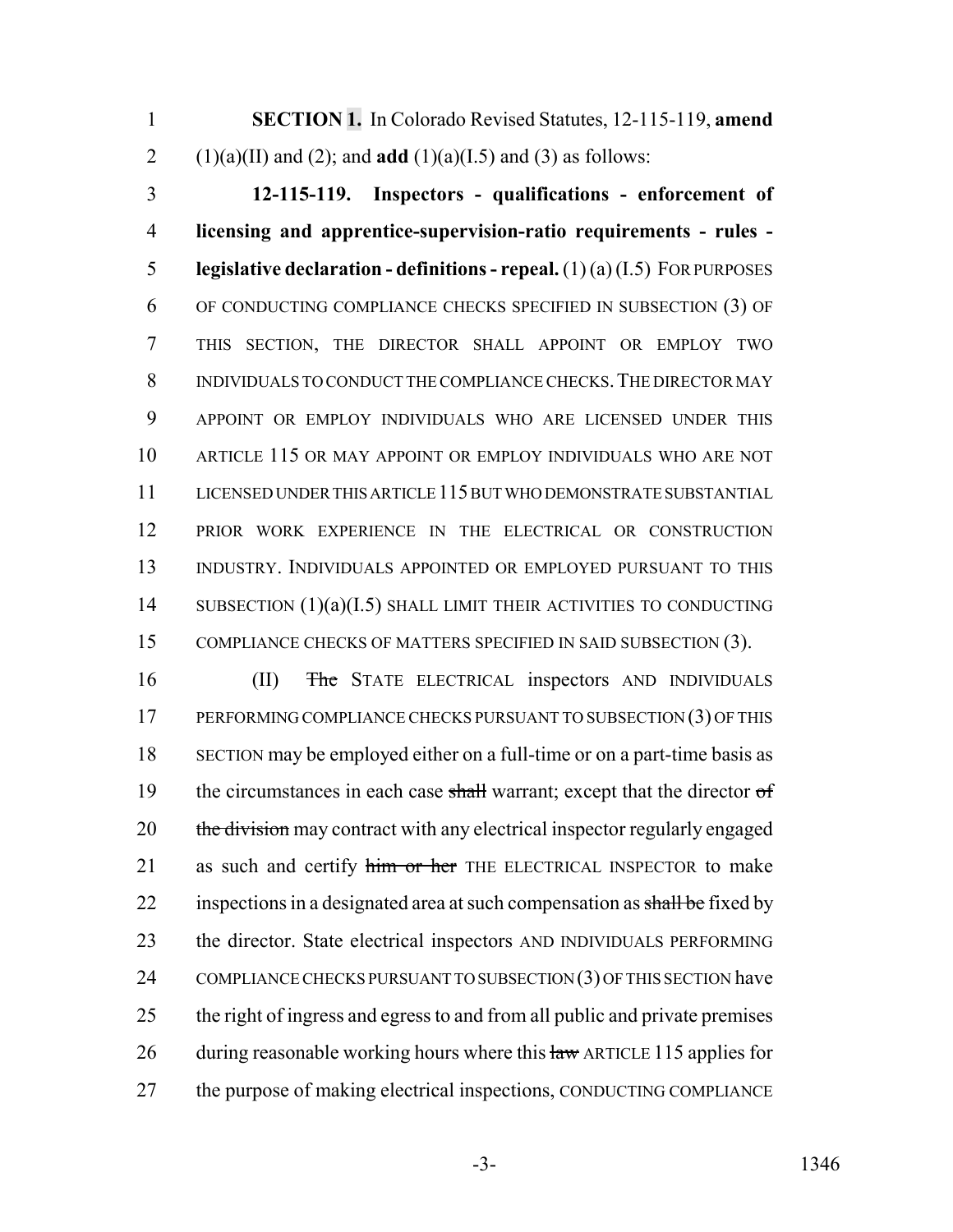**SECTION 1.** In Colorado Revised Statutes, 12-115-119, **amend** (1)(a)(II) and (2); and **add** (1)(a)(I.5) and (3) as follows:

**12-115-119. Inspectors - qualifications - enforcement of licensing and apprentice-supervision-ratio requirements - rules - legislative declaration - definitions - repeal.** (1) (a) (I.5) FOR PURPOSES OF CONDUCTING COMPLIANCE CHECKS SPECIFIED IN SUBSECTION (3) OF THIS SECTION, THE DIRECTOR SHALL APPOINT OR EMPLOY TWO INDIVIDUALS TO CONDUCT THE COMPLIANCE CHECKS. THE DIRECTOR MAY APPOINT OR EMPLOY INDIVIDUALS WHO ARE LICENSED UNDER THIS ARTICLE 115 OR MAY APPOINT OR EMPLOY INDIVIDUALS WHO ARE NOT LICENSED UNDER THIS ARTICLE 115 BUT WHO DEMONSTRATE SUBSTANTIAL PRIOR WORK EXPERIENCE IN THE ELECTRICAL OR CONSTRUCTION INDUSTRY. INDIVIDUALS APPOINTED OR EMPLOYED PURSUANT TO THIS SUBSECTION (1)(a)(I.5) SHALL LIMIT THEIR ACTIVITIES TO CONDUCTING COMPLIANCE CHECKS OF MATTERS SPECIFIED IN SAID SUBSECTION (3).

(II) ~~The~~ STATE ELECTRICAL inspectors AND INDIVIDUALS PERFORMING COMPLIANCE CHECKS PURSUANT TO SUBSECTION (3) OF THIS SECTION may be employed either on a full-time or on a part-time basis as the circumstances in each case ~~shall~~ warrant; except that the director ~~of the division~~ may contract with any electrical inspector regularly engaged as such and certify ~~him or her~~ THE ELECTRICAL INSPECTOR to make inspections in a designated area at such compensation as ~~shall be~~ fixed by the director. State electrical inspectors AND INDIVIDUALS PERFORMING COMPLIANCE CHECKS PURSUANT TO SUBSECTION (3) OF THIS SECTION have the right of ingress and egress to and from all public and private premises during reasonable working hours where this ~~law~~ ARTICLE 115 applies for the purpose of making electrical inspections, CONDUCTING COMPLIANCE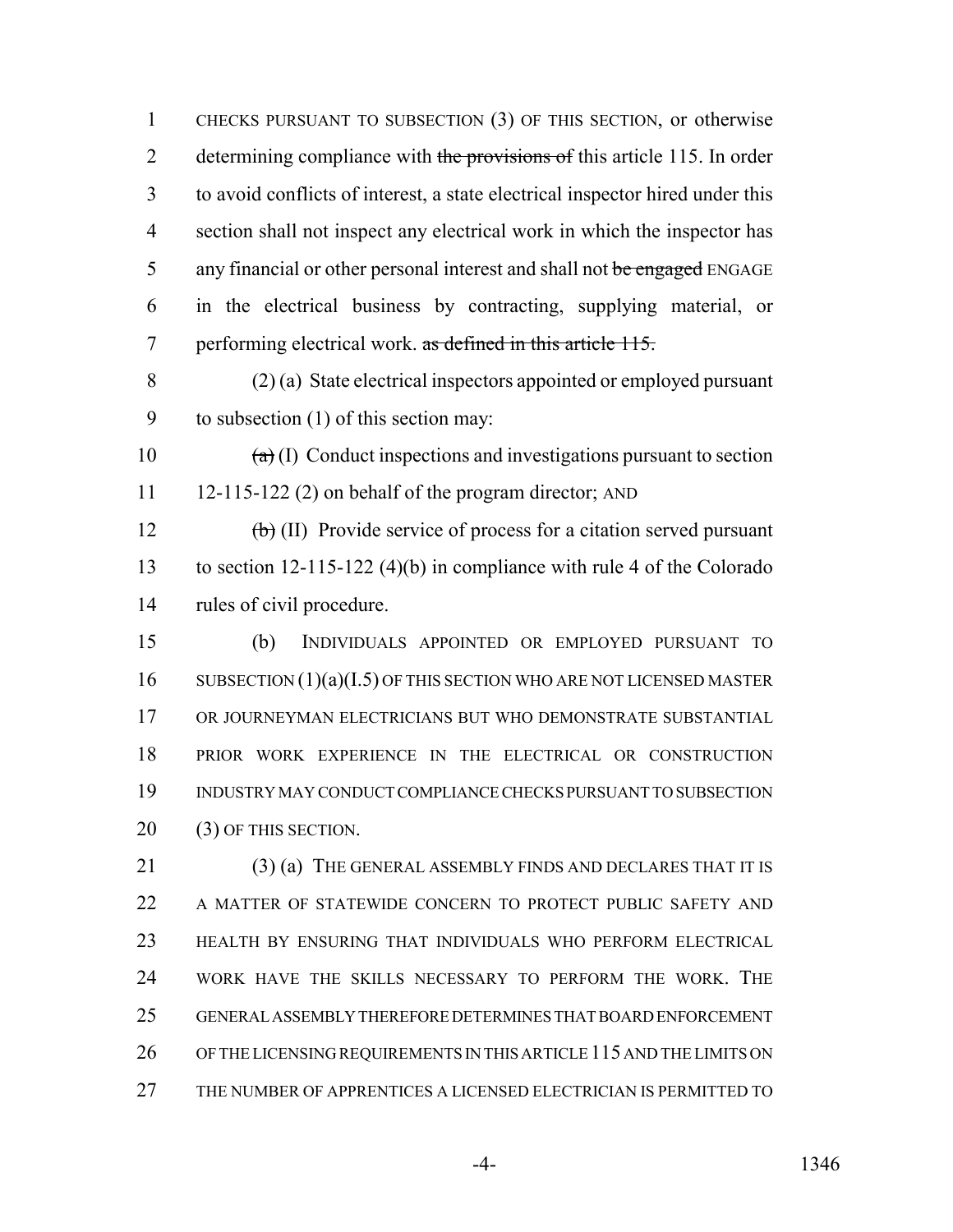1 CHECKS PURSUANT TO SUBSECTION (3) OF THIS SECTION, or otherwise
2 determining compliance with ~~the provisions of~~ this article 115. In order
3 to avoid conflicts of interest, a state electrical inspector hired under this
4 section shall not inspect any electrical work in which the inspector has
5 any financial or other personal interest and shall not ~~be engaged~~ ENGAGE
6 in the electrical business by contracting, supplying material, or
7 performing electrical work. ~~as defined in this article 115.~~

8 (2) (a) State electrical inspectors appointed or employed pursuant
9 to subsection (1) of this section may:

10 ~~(a)~~ (I) Conduct inspections and investigations pursuant to section
11 12-115-122 (2) on behalf of the program director; AND

12 ~~(b)~~ (II) Provide service of process for a citation served pursuant
13 to section 12-115-122 (4)(b) in compliance with rule 4 of the Colorado
14 rules of civil procedure.

15 (b) INDIVIDUALS APPOINTED OR EMPLOYED PURSUANT TO
16 SUBSECTION (1)(a)(I.5) OF THIS SECTION WHO ARE NOT LICENSED MASTER
17 OR JOURNEYMAN ELECTRICIANS BUT WHO DEMONSTRATE SUBSTANTIAL
18 PRIOR WORK EXPERIENCE IN THE ELECTRICAL OR CONSTRUCTION
19 INDUSTRY MAY CONDUCT COMPLIANCE CHECKS PURSUANT TO SUBSECTION
20 (3) OF THIS SECTION.

21 (3) (a) THE GENERAL ASSEMBLY FINDS AND DECLARES THAT IT IS
22 A MATTER OF STATEWIDE CONCERN TO PROTECT PUBLIC SAFETY AND
23 HEALTH BY ENSURING THAT INDIVIDUALS WHO PERFORM ELECTRICAL
24 WORK HAVE THE SKILLS NECESSARY TO PERFORM THE WORK. THE
25 GENERAL ASSEMBLY THEREFORE DETERMINES THAT BOARD ENFORCEMENT
26 OF THE LICENSING REQUIREMENTS IN THIS ARTICLE 115 AND THE LIMITS ON
27 THE NUMBER OF APPRENTICES A LICENSED ELECTRICIAN IS PERMITTED TO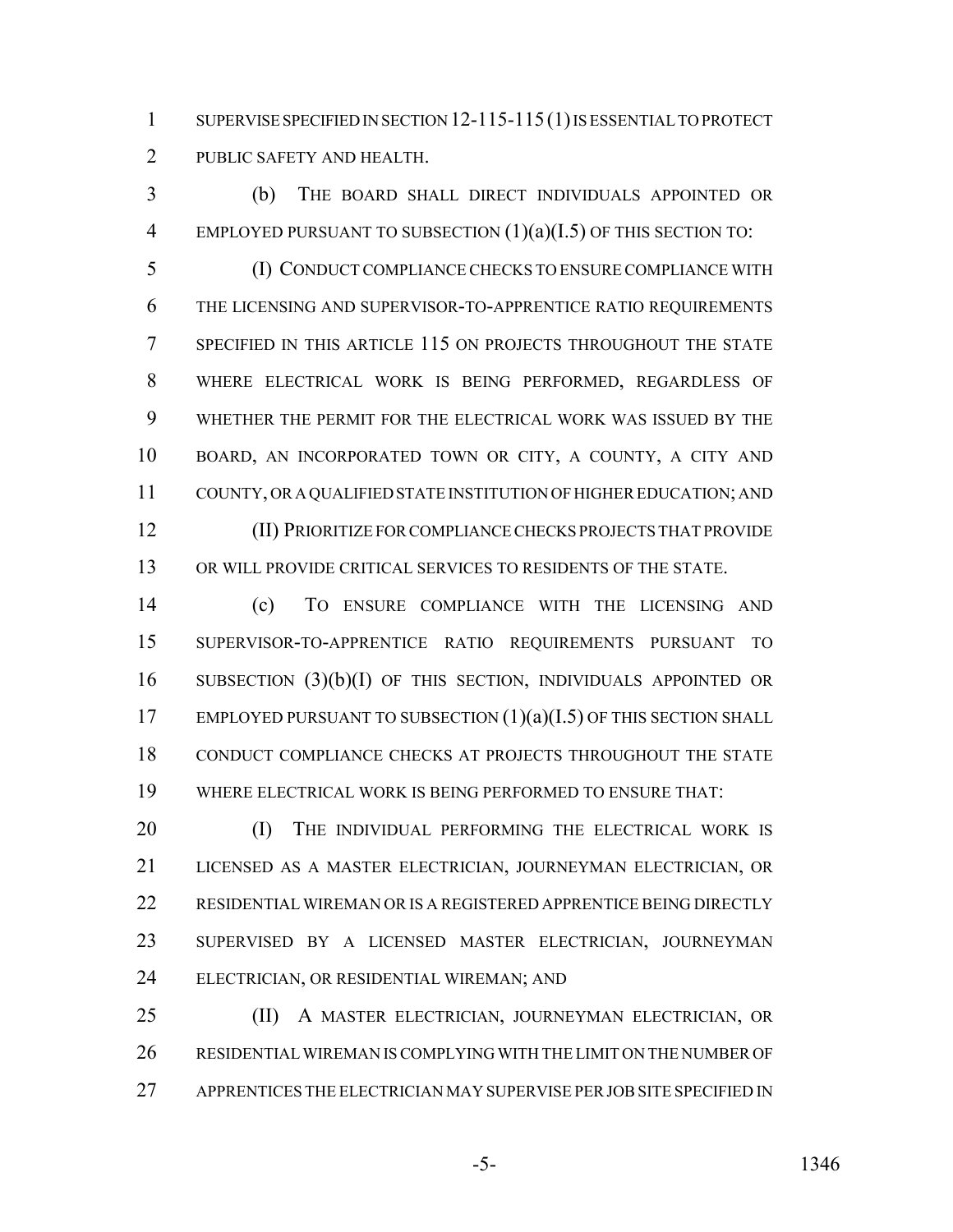SUPERVISE SPECIFIED IN SECTION 12-115-115 (1) IS ESSENTIAL TO PROTECT PUBLIC SAFETY AND HEALTH.

(b) THE BOARD SHALL DIRECT INDIVIDUALS APPOINTED OR EMPLOYED PURSUANT TO SUBSECTION (1)(a)(I.5) OF THIS SECTION TO:

(I) CONDUCT COMPLIANCE CHECKS TO ENSURE COMPLIANCE WITH THE LICENSING AND SUPERVISOR-TO-APPRENTICE RATIO REQUIREMENTS SPECIFIED IN THIS ARTICLE 115 ON PROJECTS THROUGHOUT THE STATE WHERE ELECTRICAL WORK IS BEING PERFORMED, REGARDLESS OF WHETHER THE PERMIT FOR THE ELECTRICAL WORK WAS ISSUED BY THE BOARD, AN INCORPORATED TOWN OR CITY, A COUNTY, A CITY AND COUNTY, OR A QUALIFIED STATE INSTITUTION OF HIGHER EDUCATION; AND

(II) PRIORITIZE FOR COMPLIANCE CHECKS PROJECTS THAT PROVIDE OR WILL PROVIDE CRITICAL SERVICES TO RESIDENTS OF THE STATE.

(c) TO ENSURE COMPLIANCE WITH THE LICENSING AND SUPERVISOR-TO-APPRENTICE RATIO REQUIREMENTS PURSUANT TO SUBSECTION (3)(b)(I) OF THIS SECTION, INDIVIDUALS APPOINTED OR EMPLOYED PURSUANT TO SUBSECTION (1)(a)(I.5) OF THIS SECTION SHALL CONDUCT COMPLIANCE CHECKS AT PROJECTS THROUGHOUT THE STATE WHERE ELECTRICAL WORK IS BEING PERFORMED TO ENSURE THAT:

(I) THE INDIVIDUAL PERFORMING THE ELECTRICAL WORK IS LICENSED AS A MASTER ELECTRICIAN, JOURNEYMAN ELECTRICIAN, OR RESIDENTIAL WIREMAN OR IS A REGISTERED APPRENTICE BEING DIRECTLY SUPERVISED BY A LICENSED MASTER ELECTRICIAN, JOURNEYMAN ELECTRICIAN, OR RESIDENTIAL WIREMAN; AND

(II) A MASTER ELECTRICIAN, JOURNEYMAN ELECTRICIAN, OR RESIDENTIAL WIREMAN IS COMPLYING WITH THE LIMIT ON THE NUMBER OF APPRENTICES THE ELECTRICIAN MAY SUPERVISE PER JOB SITE SPECIFIED IN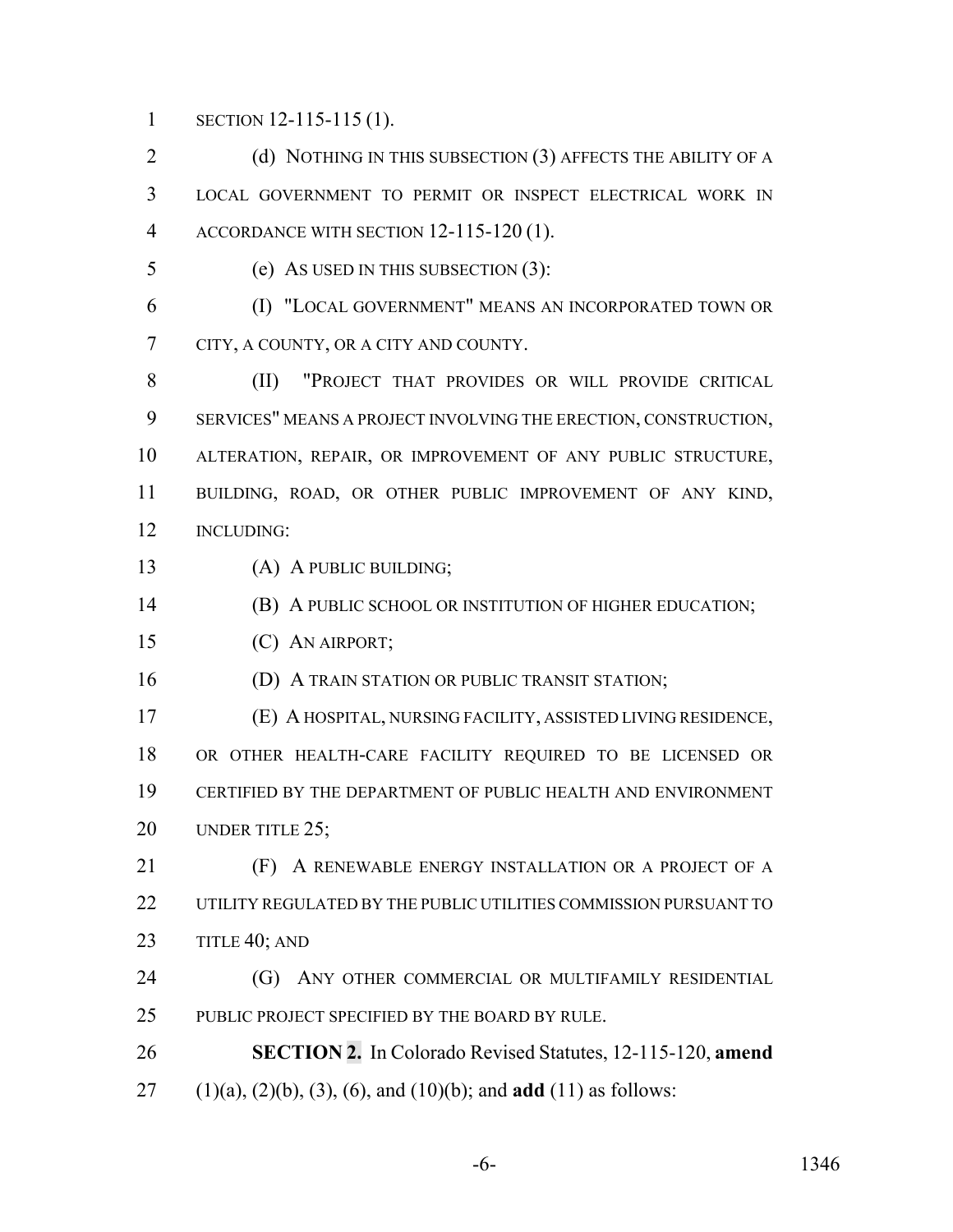SECTION 12-115-115 (1).

(d) NOTHING IN THIS SUBSECTION (3) AFFECTS THE ABILITY OF A LOCAL GOVERNMENT TO PERMIT OR INSPECT ELECTRICAL WORK IN ACCORDANCE WITH SECTION 12-115-120 (1).

(e) AS USED IN THIS SUBSECTION (3):

(I) "LOCAL GOVERNMENT" MEANS AN INCORPORATED TOWN OR CITY, A COUNTY, OR A CITY AND COUNTY.

(II) "PROJECT THAT PROVIDES OR WILL PROVIDE CRITICAL SERVICES" MEANS A PROJECT INVOLVING THE ERECTION, CONSTRUCTION, ALTERATION, REPAIR, OR IMPROVEMENT OF ANY PUBLIC STRUCTURE, BUILDING, ROAD, OR OTHER PUBLIC IMPROVEMENT OF ANY KIND, INCLUDING:

(A) A PUBLIC BUILDING;

(B) A PUBLIC SCHOOL OR INSTITUTION OF HIGHER EDUCATION;

(C) AN AIRPORT;

(D) A TRAIN STATION OR PUBLIC TRANSIT STATION;

(E) A HOSPITAL, NURSING FACILITY, ASSISTED LIVING RESIDENCE, OR OTHER HEALTH-CARE FACILITY REQUIRED TO BE LICENSED OR CERTIFIED BY THE DEPARTMENT OF PUBLIC HEALTH AND ENVIRONMENT UNDER TITLE 25;

(F) A RENEWABLE ENERGY INSTALLATION OR A PROJECT OF A UTILITY REGULATED BY THE PUBLIC UTILITIES COMMISSION PURSUANT TO TITLE 40; AND

(G) ANY OTHER COMMERCIAL OR MULTIFAMILY RESIDENTIAL PUBLIC PROJECT SPECIFIED BY THE BOARD BY RULE.

**SECTION 2.** In Colorado Revised Statutes, 12-115-120, **amend** (1)(a), (2)(b), (3), (6), and (10)(b); and **add** (11) as follows: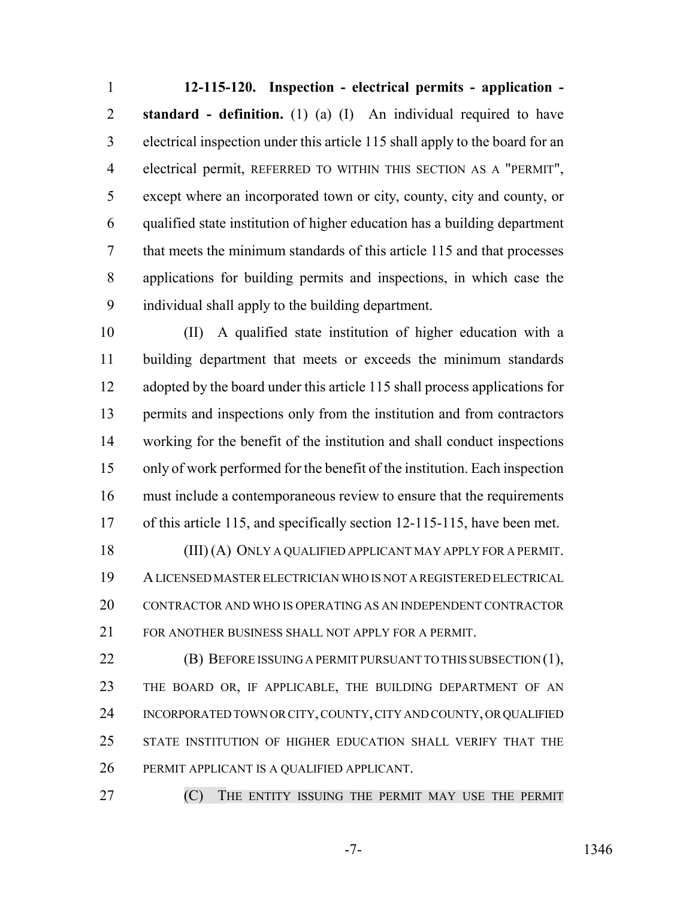**12-115-120. Inspection - electrical permits - application - standard - definition.** (1) (a) (I) An individual required to have electrical inspection under this article 115 shall apply to the board for an electrical permit, REFERRED TO WITHIN THIS SECTION AS A "PERMIT", except where an incorporated town or city, county, city and county, or qualified state institution of higher education has a building department that meets the minimum standards of this article 115 and that processes applications for building permits and inspections, in which case the individual shall apply to the building department.

(II) A qualified state institution of higher education with a building department that meets or exceeds the minimum standards adopted by the board under this article 115 shall process applications for permits and inspections only from the institution and from contractors working for the benefit of the institution and shall conduct inspections only of work performed for the benefit of the institution. Each inspection must include a contemporaneous review to ensure that the requirements of this article 115, and specifically section 12-115-115, have been met.

(III) (A) ONLY A QUALIFIED APPLICANT MAY APPLY FOR A PERMIT. A LICENSED MASTER ELECTRICIAN WHO IS NOT A REGISTERED ELECTRICAL CONTRACTOR AND WHO IS OPERATING AS AN INDEPENDENT CONTRACTOR FOR ANOTHER BUSINESS SHALL NOT APPLY FOR A PERMIT.

(B) BEFORE ISSUING A PERMIT PURSUANT TO THIS SUBSECTION (1), THE BOARD OR, IF APPLICABLE, THE BUILDING DEPARTMENT OF AN INCORPORATED TOWN OR CITY, COUNTY, CITY AND COUNTY, OR QUALIFIED STATE INSTITUTION OF HIGHER EDUCATION SHALL VERIFY THAT THE PERMIT APPLICANT IS A QUALIFIED APPLICANT.

(C) THE ENTITY ISSUING THE PERMIT MAY USE THE PERMIT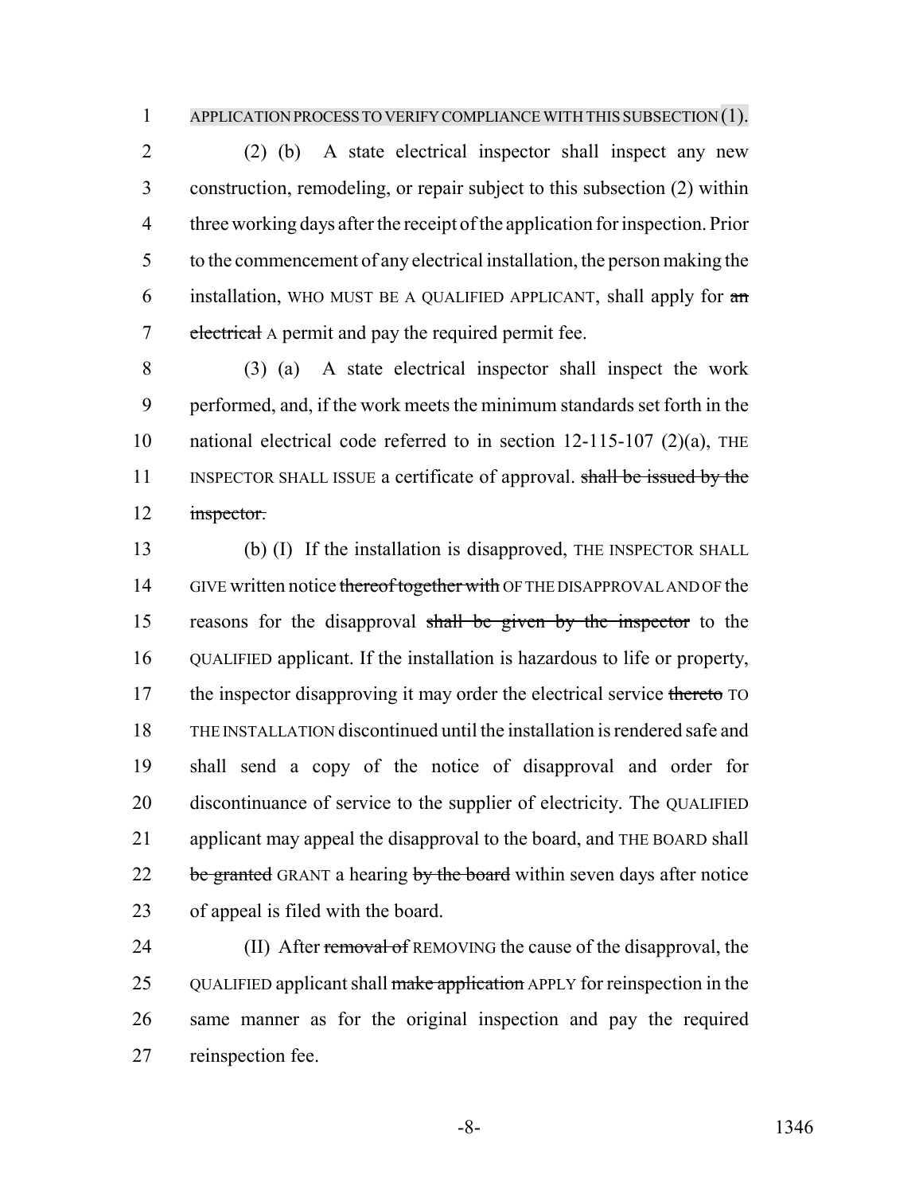APPLICATION PROCESS TO VERIFY COMPLIANCE WITH THIS SUBSECTION (1).

(2) (b) A state electrical inspector shall inspect any new construction, remodeling, or repair subject to this subsection (2) within three working days after the receipt of the application for inspection. Prior to the commencement of any electrical installation, the person making the installation, WHO MUST BE A QUALIFIED APPLICANT, shall apply for ~~an electrical~~ A permit and pay the required permit fee.

(3) (a) A state electrical inspector shall inspect the work performed, and, if the work meets the minimum standards set forth in the national electrical code referred to in section 12-115-107 (2)(a), THE INSPECTOR SHALL ISSUE a certificate of approval. ~~shall be issued by the inspector.~~

(b) (I) If the installation is disapproved, THE INSPECTOR SHALL GIVE written notice ~~thereof together with~~ OF THE DISAPPROVAL AND OF the reasons for the disapproval ~~shall be given by the inspector~~ to the QUALIFIED applicant. If the installation is hazardous to life or property, the inspector disapproving it may order the electrical service ~~thereto~~ TO THE INSTALLATION discontinued until the installation is rendered safe and shall send a copy of the notice of disapproval and order for discontinuance of service to the supplier of electricity. The QUALIFIED applicant may appeal the disapproval to the board, and THE BOARD shall ~~be granted~~ GRANT a hearing ~~by the board~~ within seven days after notice of appeal is filed with the board.

(II) After ~~removal of~~ REMOVING the cause of the disapproval, the QUALIFIED applicant shall ~~make application~~ APPLY for reinspection in the same manner as for the original inspection and pay the required reinspection fee.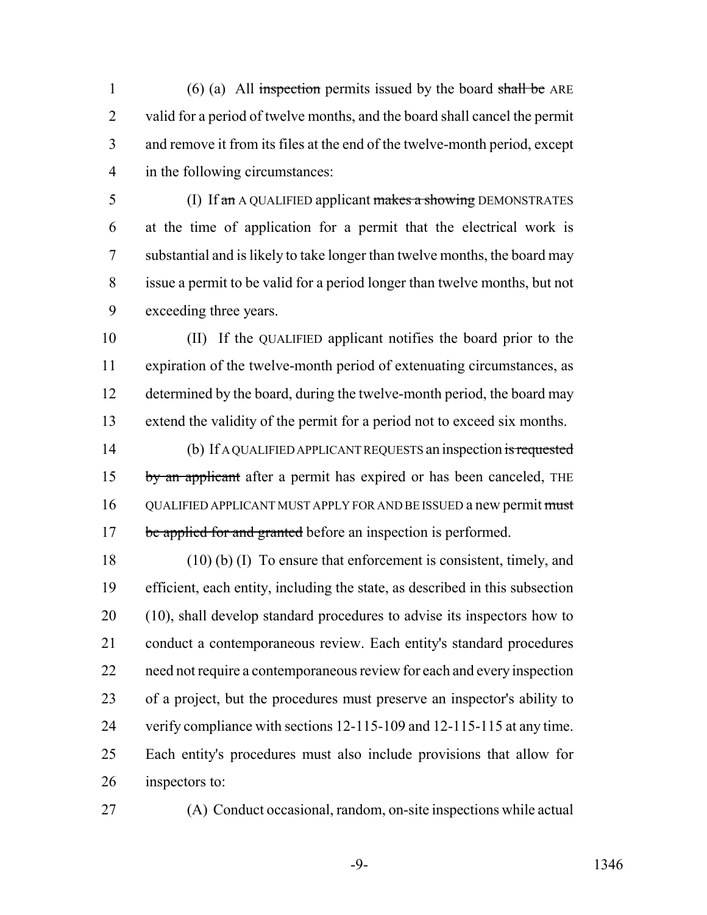(6) (a) All ~~inspection~~ permits issued by the board ~~shall be~~ ARE valid for a period of twelve months, and the board shall cancel the permit and remove it from its files at the end of the twelve-month period, except in the following circumstances:

(I) If ~~an~~ A QUALIFIED applicant ~~makes a showing~~ DEMONSTRATES at the time of application for a permit that the electrical work is substantial and is likely to take longer than twelve months, the board may issue a permit to be valid for a period longer than twelve months, but not exceeding three years.

(II) If the QUALIFIED applicant notifies the board prior to the expiration of the twelve-month period of extenuating circumstances, as determined by the board, during the twelve-month period, the board may extend the validity of the permit for a period not to exceed six months.

(b) If A QUALIFIED APPLICANT REQUESTS an inspection ~~is requested by an applicant~~ after a permit has expired or has been canceled, THE QUALIFIED APPLICANT MUST APPLY FOR AND BE ISSUED a new permit ~~must be applied for and granted~~ before an inspection is performed.

(10) (b) (I) To ensure that enforcement is consistent, timely, and efficient, each entity, including the state, as described in this subsection (10), shall develop standard procedures to advise its inspectors how to conduct a contemporaneous review. Each entity's standard procedures need not require a contemporaneous review for each and every inspection of a project, but the procedures must preserve an inspector's ability to verify compliance with sections 12-115-109 and 12-115-115 at any time. Each entity's procedures must also include provisions that allow for inspectors to:

(A) Conduct occasional, random, on-site inspections while actual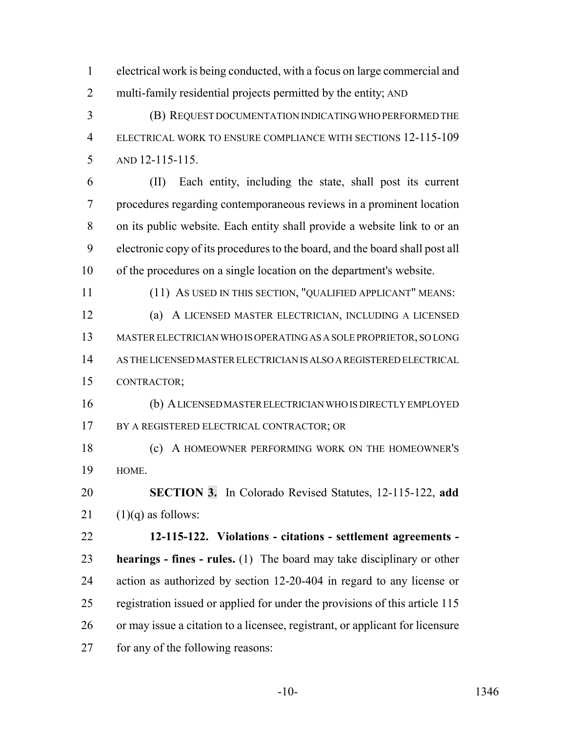electrical work is being conducted, with a focus on large commercial and multi-family residential projects permitted by the entity; AND

(B) REQUEST DOCUMENTATION INDICATING WHO PERFORMED THE ELECTRICAL WORK TO ENSURE COMPLIANCE WITH SECTIONS 12-115-109 AND 12-115-115.

(II) Each entity, including the state, shall post its current procedures regarding contemporaneous reviews in a prominent location on its public website. Each entity shall provide a website link to or an electronic copy of its procedures to the board, and the board shall post all of the procedures on a single location on the department's website.

(11) AS USED IN THIS SECTION, "QUALIFIED APPLICANT" MEANS:

(a) A LICENSED MASTER ELECTRICIAN, INCLUDING A LICENSED MASTER ELECTRICIAN WHO IS OPERATING AS A SOLE PROPRIETOR, SO LONG AS THE LICENSED MASTER ELECTRICIAN IS ALSO A REGISTERED ELECTRICAL CONTRACTOR;

(b) A LICENSED MASTER ELECTRICIAN WHO IS DIRECTLY EMPLOYED BY A REGISTERED ELECTRICAL CONTRACTOR; OR

(c) A HOMEOWNER PERFORMING WORK ON THE HOMEOWNER'S HOME.

**SECTION 3.** In Colorado Revised Statutes, 12-115-122, **add** (1)(q) as follows:

**12-115-122. Violations - citations - settlement agreements - hearings - fines - rules.** (1) The board may take disciplinary or other action as authorized by section 12-20-404 in regard to any license or registration issued or applied for under the provisions of this article 115 or may issue a citation to a licensee, registrant, or applicant for licensure for any of the following reasons: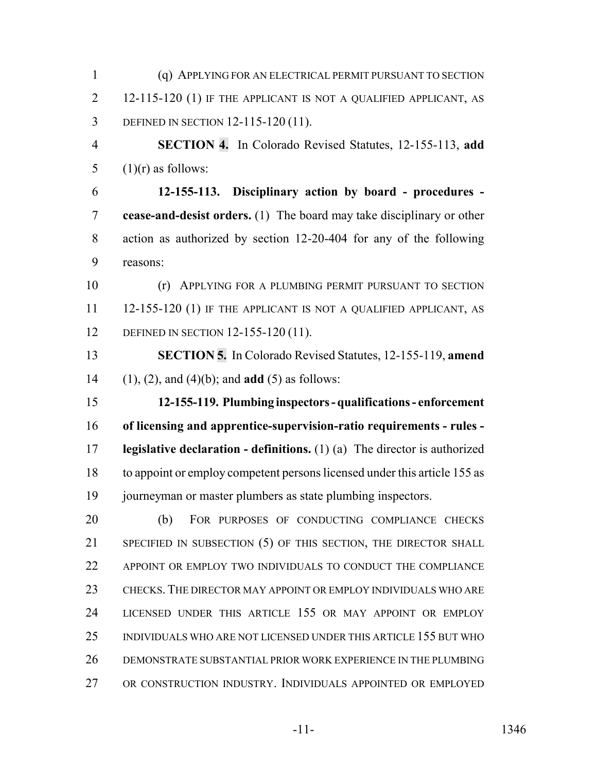(q) APPLYING FOR AN ELECTRICAL PERMIT PURSUANT TO SECTION 12-115-120 (1) IF THE APPLICANT IS NOT A QUALIFIED APPLICANT, AS DEFINED IN SECTION 12-115-120 (11).

**SECTION 4.** In Colorado Revised Statutes, 12-155-113, **add** (1)(r) as follows:

**12-155-113. Disciplinary action by board - procedures - cease-and-desist orders.** (1) The board may take disciplinary or other action as authorized by section 12-20-404 for any of the following reasons:

(r) APPLYING FOR A PLUMBING PERMIT PURSUANT TO SECTION 12-155-120 (1) IF THE APPLICANT IS NOT A QUALIFIED APPLICANT, AS DEFINED IN SECTION 12-155-120 (11).

**SECTION 5.** In Colorado Revised Statutes, 12-155-119, **amend** (1), (2), and (4)(b); and **add** (5) as follows:

**12-155-119. Plumbing inspectors - qualifications - enforcement of licensing and apprentice-supervision-ratio requirements - rules - legislative declaration - definitions.** (1) (a) The director is authorized to appoint or employ competent persons licensed under this article 155 as journeyman or master plumbers as state plumbing inspectors.

(b) FOR PURPOSES OF CONDUCTING COMPLIANCE CHECKS SPECIFIED IN SUBSECTION (5) OF THIS SECTION, THE DIRECTOR SHALL APPOINT OR EMPLOY TWO INDIVIDUALS TO CONDUCT THE COMPLIANCE CHECKS. THE DIRECTOR MAY APPOINT OR EMPLOY INDIVIDUALS WHO ARE LICENSED UNDER THIS ARTICLE 155 OR MAY APPOINT OR EMPLOY INDIVIDUALS WHO ARE NOT LICENSED UNDER THIS ARTICLE 155 BUT WHO DEMONSTRATE SUBSTANTIAL PRIOR WORK EXPERIENCE IN THE PLUMBING OR CONSTRUCTION INDUSTRY. INDIVIDUALS APPOINTED OR EMPLOYED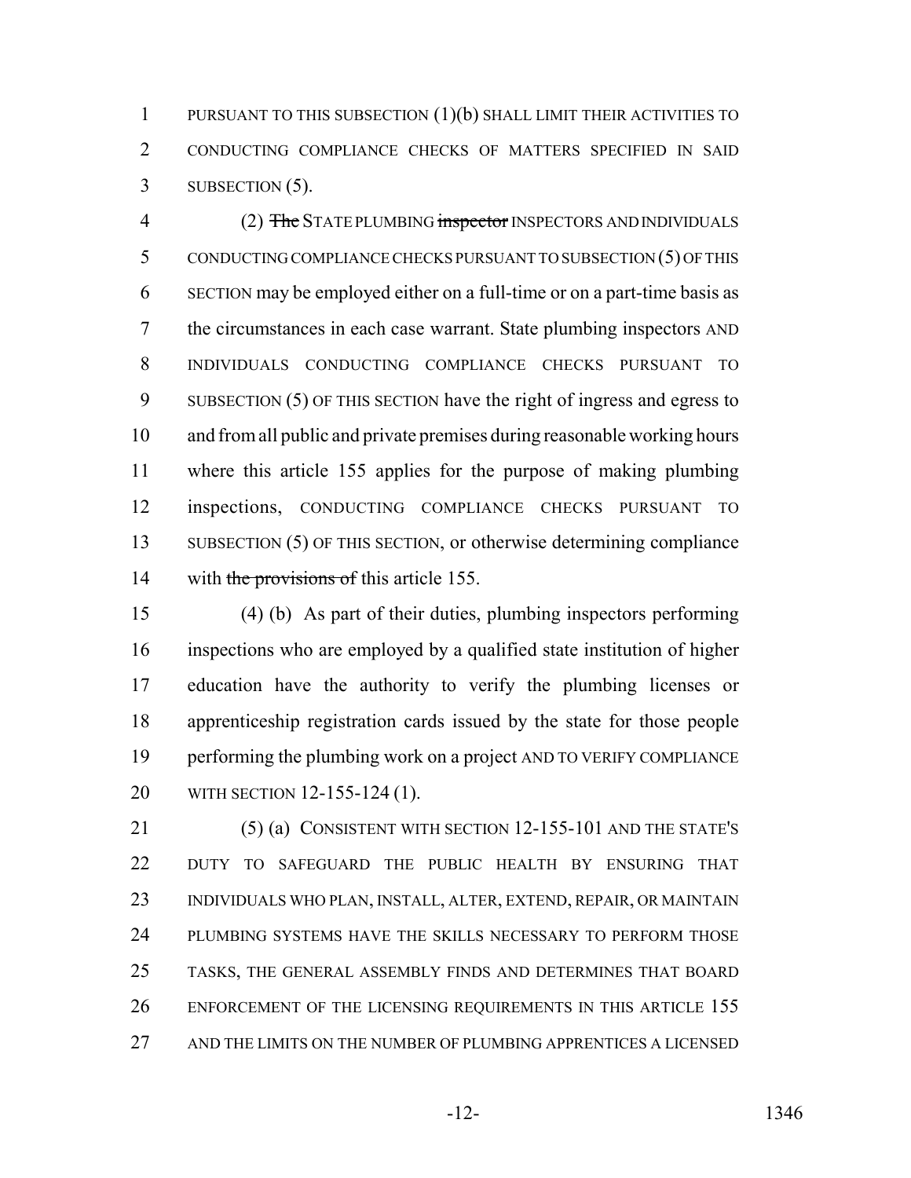PURSUANT TO THIS SUBSECTION (1)(b) SHALL LIMIT THEIR ACTIVITIES TO CONDUCTING COMPLIANCE CHECKS OF MATTERS SPECIFIED IN SAID SUBSECTION (5).

(2) ~~The~~ STATE PLUMBING ~~inspector~~ INSPECTORS AND INDIVIDUALS CONDUCTING COMPLIANCE CHECKS PURSUANT TO SUBSECTION (5) OF THIS SECTION may be employed either on a full-time or on a part-time basis as the circumstances in each case warrant. State plumbing inspectors AND INDIVIDUALS CONDUCTING COMPLIANCE CHECKS PURSUANT TO SUBSECTION (5) OF THIS SECTION have the right of ingress and egress to and from all public and private premises during reasonable working hours where this article 155 applies for the purpose of making plumbing inspections, CONDUCTING COMPLIANCE CHECKS PURSUANT TO SUBSECTION (5) OF THIS SECTION, or otherwise determining compliance with ~~the provisions of~~ this article 155.

(4) (b) As part of their duties, plumbing inspectors performing inspections who are employed by a qualified state institution of higher education have the authority to verify the plumbing licenses or apprenticeship registration cards issued by the state for those people performing the plumbing work on a project AND TO VERIFY COMPLIANCE WITH SECTION 12-155-124 (1).

(5) (a) CONSISTENT WITH SECTION 12-155-101 AND THE STATE'S DUTY TO SAFEGUARD THE PUBLIC HEALTH BY ENSURING THAT INDIVIDUALS WHO PLAN, INSTALL, ALTER, EXTEND, REPAIR, OR MAINTAIN PLUMBING SYSTEMS HAVE THE SKILLS NECESSARY TO PERFORM THOSE TASKS, THE GENERAL ASSEMBLY FINDS AND DETERMINES THAT BOARD ENFORCEMENT OF THE LICENSING REQUIREMENTS IN THIS ARTICLE 155 AND THE LIMITS ON THE NUMBER OF PLUMBING APPRENTICES A LICENSED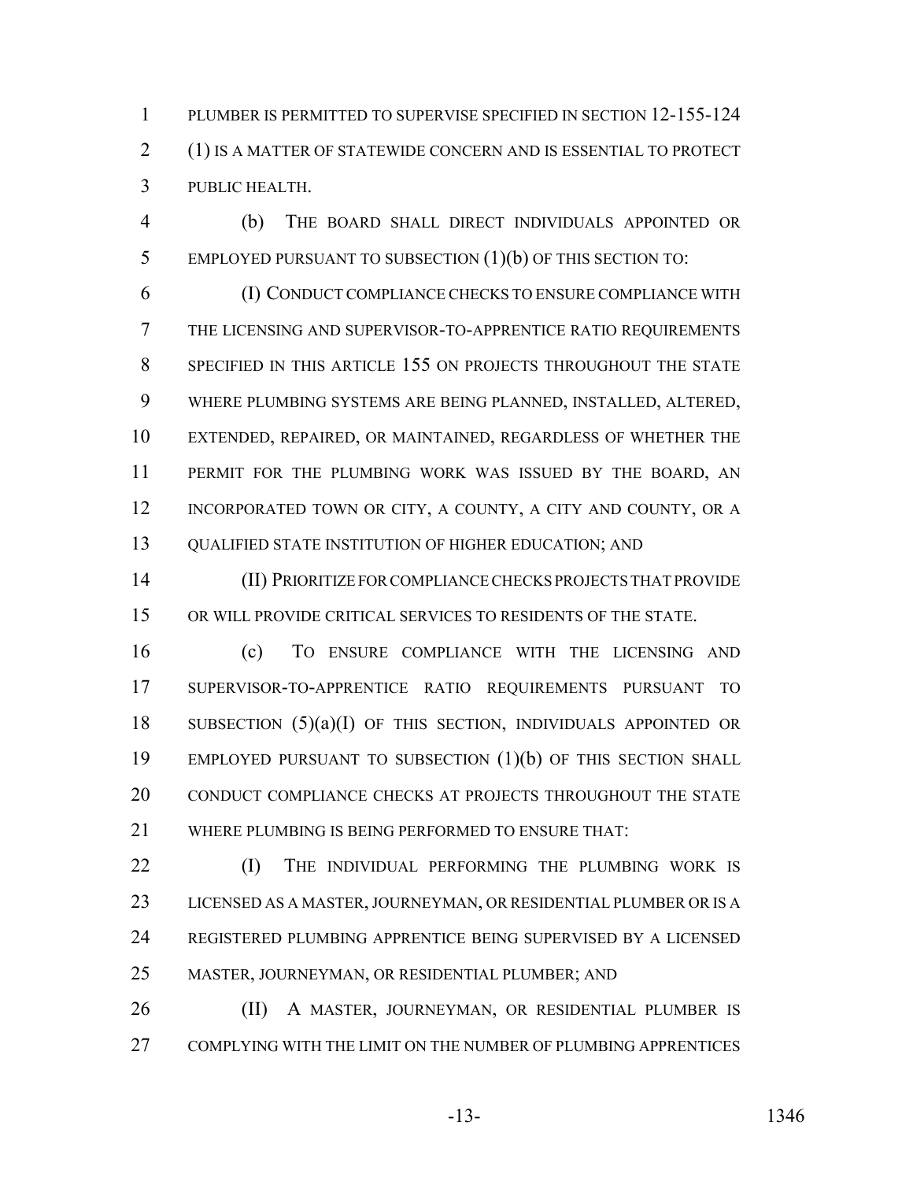PLUMBER IS PERMITTED TO SUPERVISE SPECIFIED IN SECTION 12-155-124 (1) IS A MATTER OF STATEWIDE CONCERN AND IS ESSENTIAL TO PROTECT PUBLIC HEALTH.

(b) THE BOARD SHALL DIRECT INDIVIDUALS APPOINTED OR EMPLOYED PURSUANT TO SUBSECTION (1)(b) OF THIS SECTION TO:

(I) CONDUCT COMPLIANCE CHECKS TO ENSURE COMPLIANCE WITH THE LICENSING AND SUPERVISOR-TO-APPRENTICE RATIO REQUIREMENTS SPECIFIED IN THIS ARTICLE 155 ON PROJECTS THROUGHOUT THE STATE WHERE PLUMBING SYSTEMS ARE BEING PLANNED, INSTALLED, ALTERED, EXTENDED, REPAIRED, OR MAINTAINED, REGARDLESS OF WHETHER THE PERMIT FOR THE PLUMBING WORK WAS ISSUED BY THE BOARD, AN INCORPORATED TOWN OR CITY, A COUNTY, A CITY AND COUNTY, OR A QUALIFIED STATE INSTITUTION OF HIGHER EDUCATION; AND

(II) PRIORITIZE FOR COMPLIANCE CHECKS PROJECTS THAT PROVIDE OR WILL PROVIDE CRITICAL SERVICES TO RESIDENTS OF THE STATE.

(c) TO ENSURE COMPLIANCE WITH THE LICENSING AND SUPERVISOR-TO-APPRENTICE RATIO REQUIREMENTS PURSUANT TO SUBSECTION (5)(a)(I) OF THIS SECTION, INDIVIDUALS APPOINTED OR EMPLOYED PURSUANT TO SUBSECTION (1)(b) OF THIS SECTION SHALL CONDUCT COMPLIANCE CHECKS AT PROJECTS THROUGHOUT THE STATE WHERE PLUMBING IS BEING PERFORMED TO ENSURE THAT:

(I) THE INDIVIDUAL PERFORMING THE PLUMBING WORK IS LICENSED AS A MASTER, JOURNEYMAN, OR RESIDENTIAL PLUMBER OR IS A REGISTERED PLUMBING APPRENTICE BEING SUPERVISED BY A LICENSED MASTER, JOURNEYMAN, OR RESIDENTIAL PLUMBER; AND

(II) A MASTER, JOURNEYMAN, OR RESIDENTIAL PLUMBER IS COMPLYING WITH THE LIMIT ON THE NUMBER OF PLUMBING APPRENTICES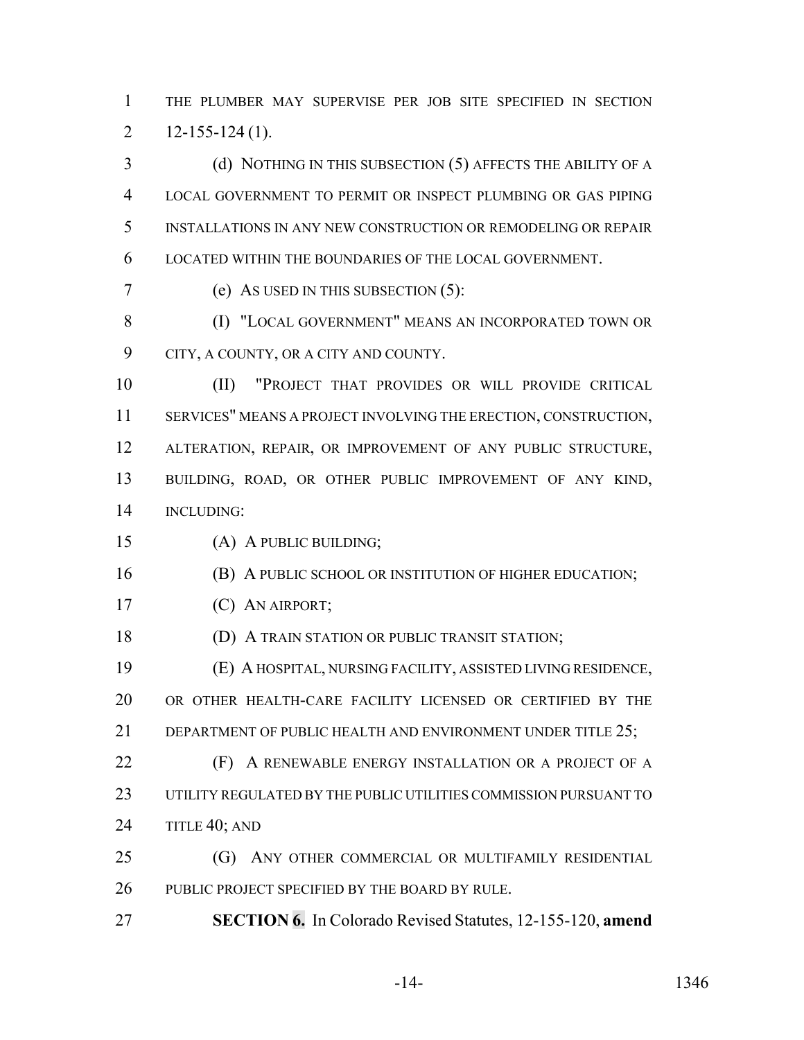THE PLUMBER MAY SUPERVISE PER JOB SITE SPECIFIED IN SECTION 12-155-124 (1).

(d) NOTHING IN THIS SUBSECTION (5) AFFECTS THE ABILITY OF A LOCAL GOVERNMENT TO PERMIT OR INSPECT PLUMBING OR GAS PIPING INSTALLATIONS IN ANY NEW CONSTRUCTION OR REMODELING OR REPAIR LOCATED WITHIN THE BOUNDARIES OF THE LOCAL GOVERNMENT.

(e) AS USED IN THIS SUBSECTION (5):

(I) "LOCAL GOVERNMENT" MEANS AN INCORPORATED TOWN OR CITY, A COUNTY, OR A CITY AND COUNTY.

(II) "PROJECT THAT PROVIDES OR WILL PROVIDE CRITICAL SERVICES" MEANS A PROJECT INVOLVING THE ERECTION, CONSTRUCTION, ALTERATION, REPAIR, OR IMPROVEMENT OF ANY PUBLIC STRUCTURE, BUILDING, ROAD, OR OTHER PUBLIC IMPROVEMENT OF ANY KIND, INCLUDING:

(A) A PUBLIC BUILDING;

(B) A PUBLIC SCHOOL OR INSTITUTION OF HIGHER EDUCATION;

(C) AN AIRPORT;

(D) A TRAIN STATION OR PUBLIC TRANSIT STATION;

(E) A HOSPITAL, NURSING FACILITY, ASSISTED LIVING RESIDENCE, OR OTHER HEALTH-CARE FACILITY LICENSED OR CERTIFIED BY THE DEPARTMENT OF PUBLIC HEALTH AND ENVIRONMENT UNDER TITLE 25;

(F) A RENEWABLE ENERGY INSTALLATION OR A PROJECT OF A UTILITY REGULATED BY THE PUBLIC UTILITIES COMMISSION PURSUANT TO TITLE 40; AND

(G) ANY OTHER COMMERCIAL OR MULTIFAMILY RESIDENTIAL PUBLIC PROJECT SPECIFIED BY THE BOARD BY RULE.

**SECTION 6.** In Colorado Revised Statutes, 12-155-120, **amend**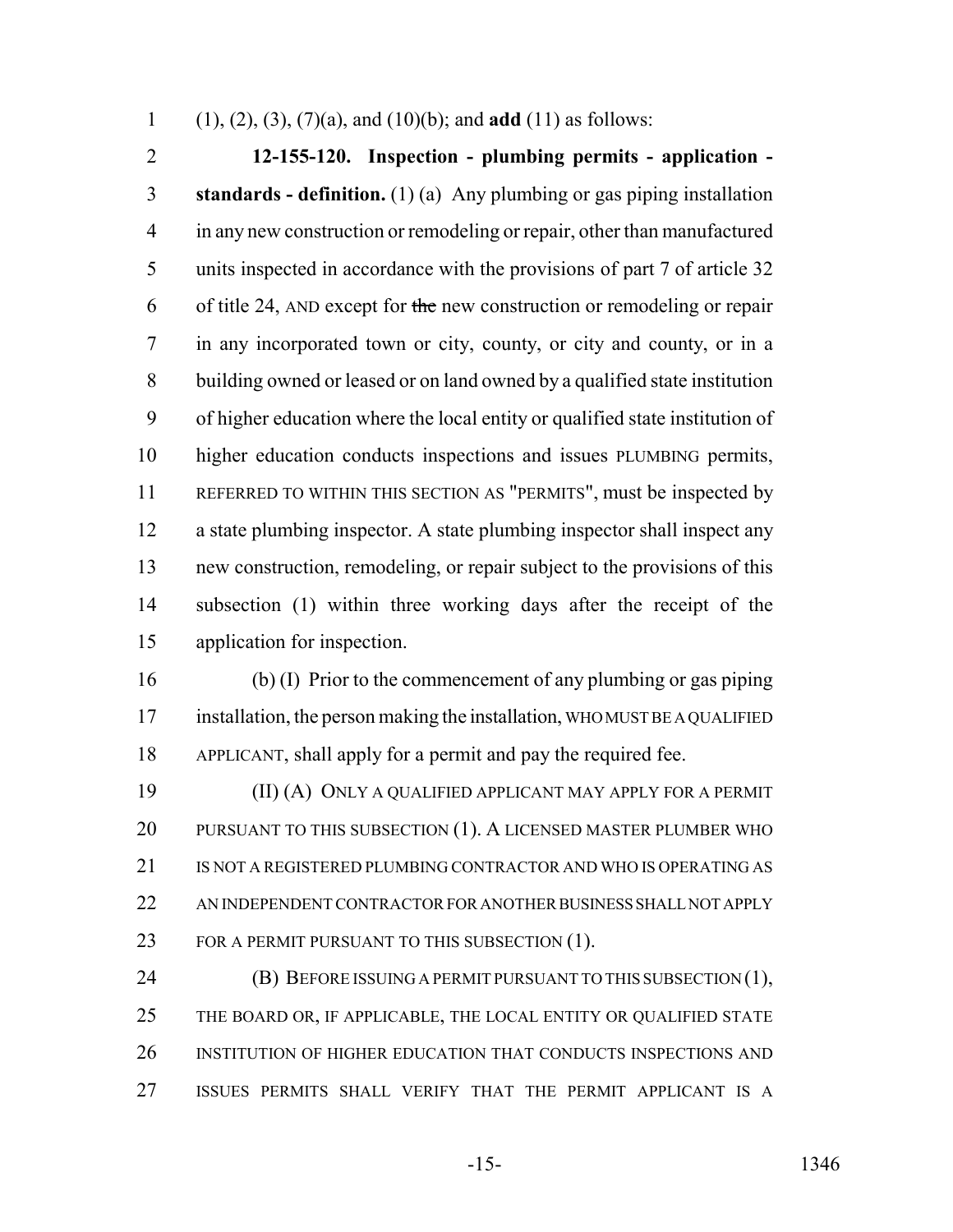(1), (2), (3), (7)(a), and (10)(b); and **add** (11) as follows:

**12-155-120. Inspection - plumbing permits - application - standards - definition.** (1) (a) Any plumbing or gas piping installation in any new construction or remodeling or repair, other than manufactured units inspected in accordance with the provisions of part 7 of article 32 of title 24, AND except for ~~the~~ new construction or remodeling or repair in any incorporated town or city, county, or city and county, or in a building owned or leased or on land owned by a qualified state institution of higher education where the local entity or qualified state institution of higher education conducts inspections and issues PLUMBING permits, REFERRED TO WITHIN THIS SECTION AS "PERMITS", must be inspected by a state plumbing inspector. A state plumbing inspector shall inspect any new construction, remodeling, or repair subject to the provisions of this subsection (1) within three working days after the receipt of the application for inspection.

(b) (I) Prior to the commencement of any plumbing or gas piping installation, the person making the installation, WHO MUST BE A QUALIFIED APPLICANT, shall apply for a permit and pay the required fee.

(II) (A) ONLY A QUALIFIED APPLICANT MAY APPLY FOR A PERMIT PURSUANT TO THIS SUBSECTION (1). A LICENSED MASTER PLUMBER WHO IS NOT A REGISTERED PLUMBING CONTRACTOR AND WHO IS OPERATING AS AN INDEPENDENT CONTRACTOR FOR ANOTHER BUSINESS SHALL NOT APPLY FOR A PERMIT PURSUANT TO THIS SUBSECTION (1).

(B) BEFORE ISSUING A PERMIT PURSUANT TO THIS SUBSECTION (1), THE BOARD OR, IF APPLICABLE, THE LOCAL ENTITY OR QUALIFIED STATE INSTITUTION OF HIGHER EDUCATION THAT CONDUCTS INSPECTIONS AND ISSUES PERMITS SHALL VERIFY THAT THE PERMIT APPLICANT IS A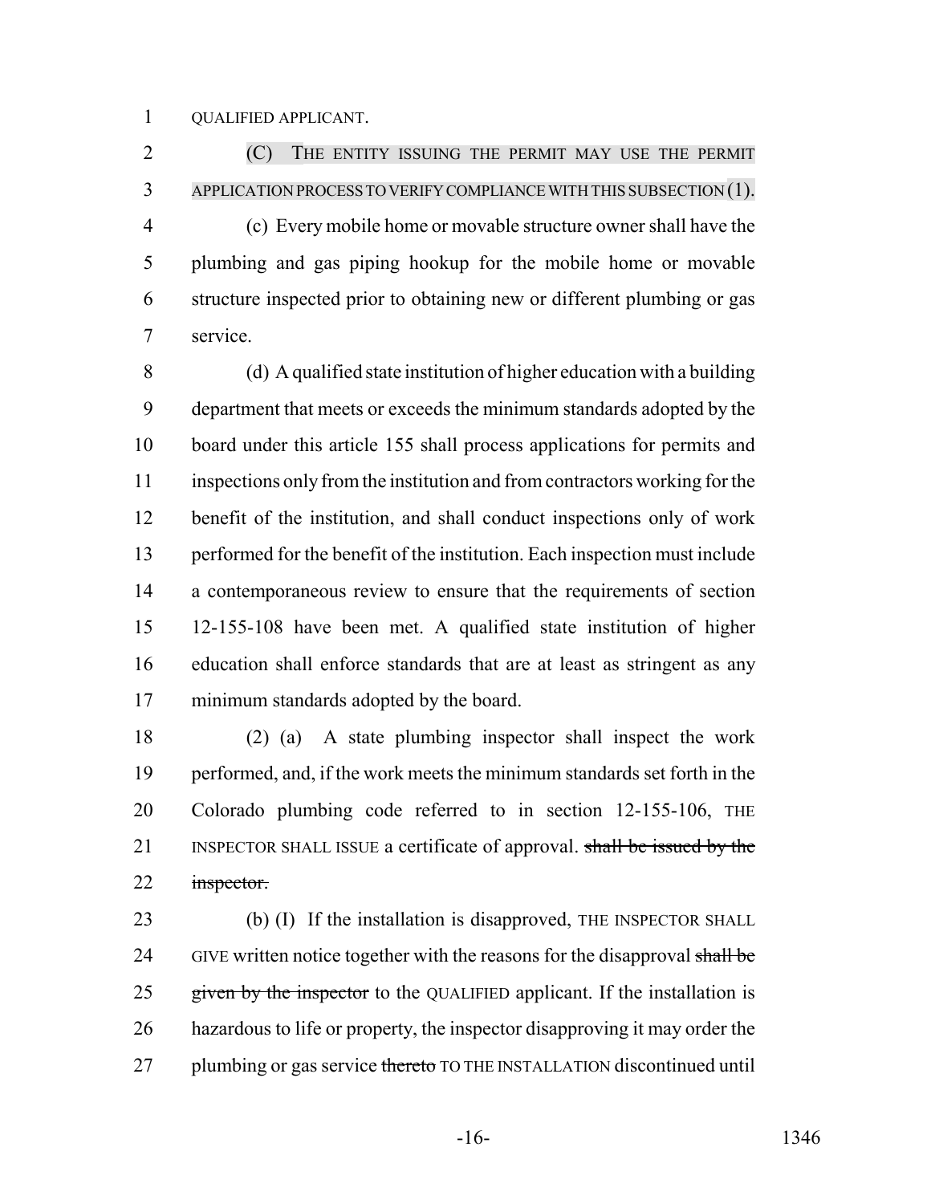QUALIFIED APPLICANT.

(C) THE ENTITY ISSUING THE PERMIT MAY USE THE PERMIT APPLICATION PROCESS TO VERIFY COMPLIANCE WITH THIS SUBSECTION (1).

(c) Every mobile home or movable structure owner shall have the plumbing and gas piping hookup for the mobile home or movable structure inspected prior to obtaining new or different plumbing or gas service.

(d) A qualified state institution of higher education with a building department that meets or exceeds the minimum standards adopted by the board under this article 155 shall process applications for permits and inspections only from the institution and from contractors working for the benefit of the institution, and shall conduct inspections only of work performed for the benefit of the institution. Each inspection must include a contemporaneous review to ensure that the requirements of section 12-155-108 have been met. A qualified state institution of higher education shall enforce standards that are at least as stringent as any minimum standards adopted by the board.

(2) (a) A state plumbing inspector shall inspect the work performed, and, if the work meets the minimum standards set forth in the Colorado plumbing code referred to in section 12-155-106, THE INSPECTOR SHALL ISSUE a certificate of approval. ~~shall be issued by the inspector.~~

(b) (I) If the installation is disapproved, THE INSPECTOR SHALL GIVE written notice together with the reasons for the disapproval ~~shall be given by the inspector~~ to the QUALIFIED applicant. If the installation is hazardous to life or property, the inspector disapproving it may order the plumbing or gas service ~~thereto~~ TO THE INSTALLATION discontinued until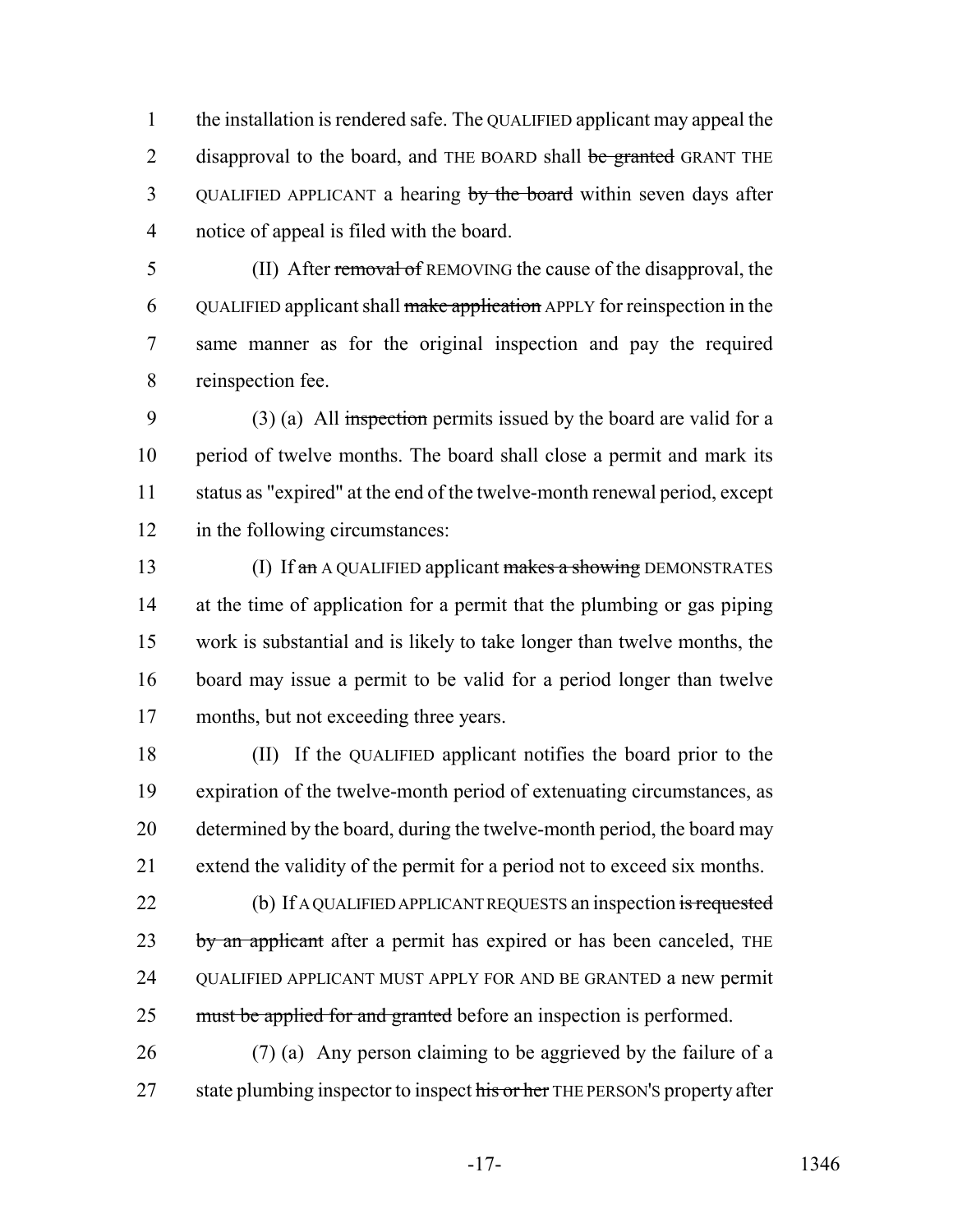the installation is rendered safe. The QUALIFIED applicant may appeal the disapproval to the board, and THE BOARD shall ~~be granted~~ GRANT THE QUALIFIED APPLICANT a hearing ~~by the board~~ within seven days after notice of appeal is filed with the board.

(II) After ~~removal of~~ REMOVING the cause of the disapproval, the QUALIFIED applicant shall ~~make application~~ APPLY for reinspection in the same manner as for the original inspection and pay the required reinspection fee.

(3) (a) All ~~inspection~~ permits issued by the board are valid for a period of twelve months. The board shall close a permit and mark its status as "expired" at the end of the twelve-month renewal period, except in the following circumstances:

(I) If ~~an~~ A QUALIFIED applicant ~~makes a showing~~ DEMONSTRATES at the time of application for a permit that the plumbing or gas piping work is substantial and is likely to take longer than twelve months, the board may issue a permit to be valid for a period longer than twelve months, but not exceeding three years.

(II) If the QUALIFIED applicant notifies the board prior to the expiration of the twelve-month period of extenuating circumstances, as determined by the board, during the twelve-month period, the board may extend the validity of the permit for a period not to exceed six months.

(b) If A QUALIFIED APPLICANT REQUESTS an inspection ~~is requested by an applicant~~ after a permit has expired or has been canceled, THE QUALIFIED APPLICANT MUST APPLY FOR AND BE GRANTED a new permit ~~must be applied for and granted~~ before an inspection is performed.

(7) (a) Any person claiming to be aggrieved by the failure of a state plumbing inspector to inspect ~~his or her~~ THE PERSON'S property after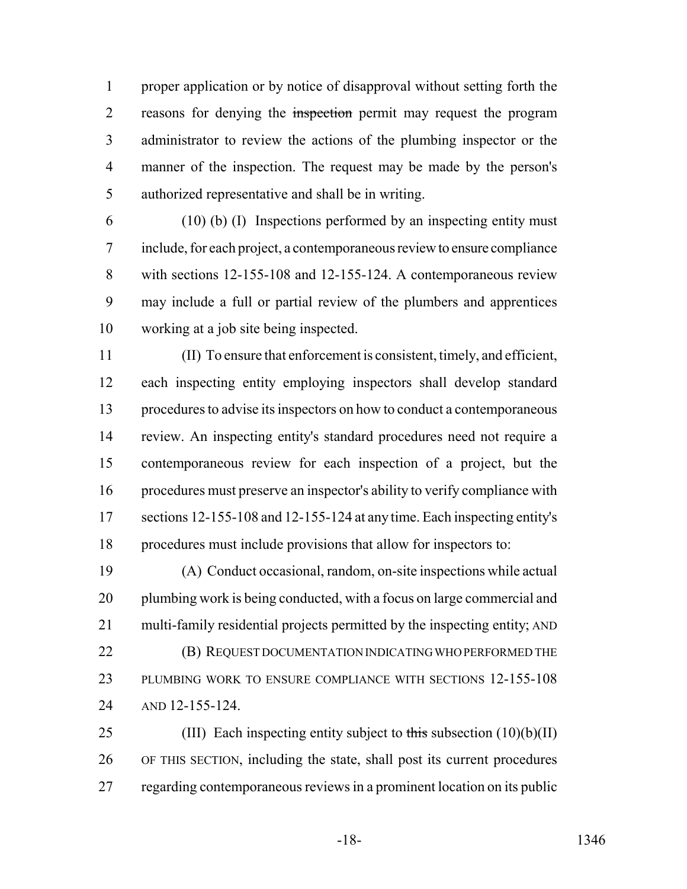proper application or by notice of disapproval without setting forth the reasons for denying the ~~inspection~~ permit may request the program administrator to review the actions of the plumbing inspector or the manner of the inspection. The request may be made by the person's authorized representative and shall be in writing.

(10) (b) (I) Inspections performed by an inspecting entity must include, for each project, a contemporaneous review to ensure compliance with sections 12-155-108 and 12-155-124. A contemporaneous review may include a full or partial review of the plumbers and apprentices working at a job site being inspected.

(II) To ensure that enforcement is consistent, timely, and efficient, each inspecting entity employing inspectors shall develop standard procedures to advise its inspectors on how to conduct a contemporaneous review. An inspecting entity's standard procedures need not require a contemporaneous review for each inspection of a project, but the procedures must preserve an inspector's ability to verify compliance with sections 12-155-108 and 12-155-124 at any time. Each inspecting entity's procedures must include provisions that allow for inspectors to:

(A) Conduct occasional, random, on-site inspections while actual plumbing work is being conducted, with a focus on large commercial and multi-family residential projects permitted by the inspecting entity; AND

(B) REQUEST DOCUMENTATION INDICATING WHO PERFORMED THE PLUMBING WORK TO ENSURE COMPLIANCE WITH SECTIONS 12-155-108 AND 12-155-124.

(III) Each inspecting entity subject to ~~this~~ subsection (10)(b)(II) OF THIS SECTION, including the state, shall post its current procedures regarding contemporaneous reviews in a prominent location on its public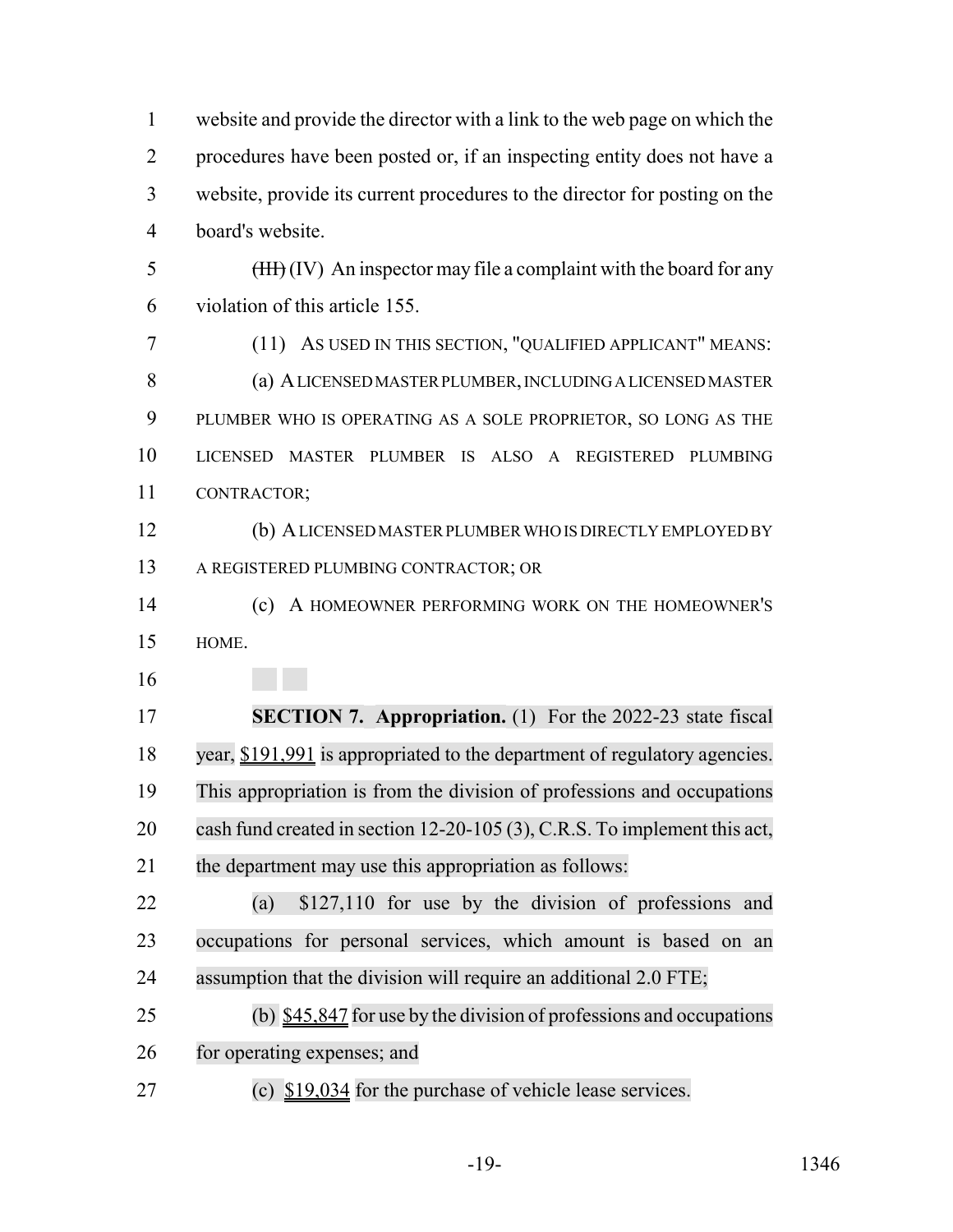website and provide the director with a link to the web page on which the procedures have been posted or, if an inspecting entity does not have a website, provide its current procedures to the director for posting on the board's website.

~~(III)~~ (IV) An inspector may file a complaint with the board for any violation of this article 155.

(11) AS USED IN THIS SECTION, "QUALIFIED APPLICANT" MEANS:

(a) A LICENSED MASTER PLUMBER, INCLUDING A LICENSED MASTER PLUMBER WHO IS OPERATING AS A SOLE PROPRIETOR, SO LONG AS THE LICENSED MASTER PLUMBER IS ALSO A REGISTERED PLUMBING CONTRACTOR;

(b) A LICENSED MASTER PLUMBER WHO IS DIRECTLY EMPLOYED BY A REGISTERED PLUMBING CONTRACTOR; OR

(c) A HOMEOWNER PERFORMING WORK ON THE HOMEOWNER'S HOME.

**SECTION 7. Appropriation.** (1) For the 2022-23 state fiscal year, $191,991 is appropriated to the department of regulatory agencies. This appropriation is from the division of professions and occupations cash fund created in section 12-20-105 (3), C.R.S. To implement this act, the department may use this appropriation as follows:

(a) $127,110 for use by the division of professions and occupations for personal services, which amount is based on an assumption that the division will require an additional 2.0 FTE;

(b) $45,847 for use by the division of professions and occupations for operating expenses; and

(c) $19,034 for the purchase of vehicle lease services.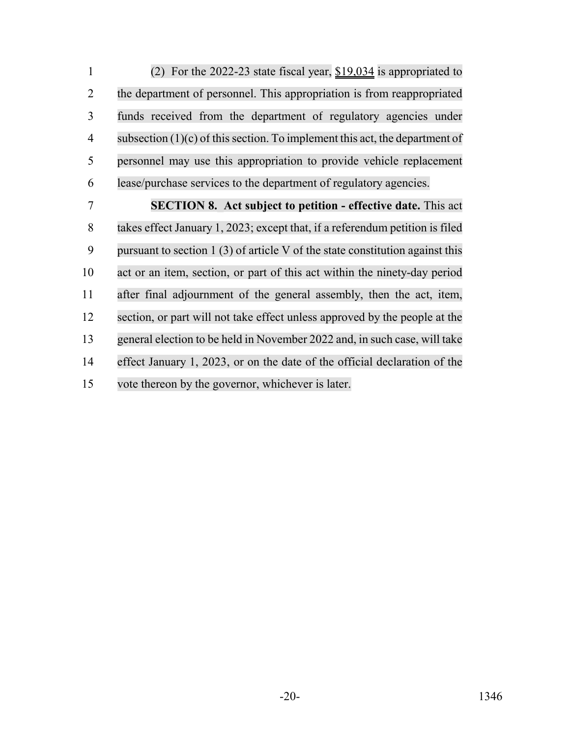(2) For the 2022-23 state fiscal year, $19,034 is appropriated to the department of personnel. This appropriation is from reappropriated funds received from the department of regulatory agencies under subsection (1)(c) of this section. To implement this act, the department of personnel may use this appropriation to provide vehicle replacement lease/purchase services to the department of regulatory agencies.

**SECTION 8. Act subject to petition - effective date.** This act takes effect January 1, 2023; except that, if a referendum petition is filed pursuant to section 1 (3) of article V of the state constitution against this act or an item, section, or part of this act within the ninety-day period after final adjournment of the general assembly, then the act, item, section, or part will not take effect unless approved by the people at the general election to be held in November 2022 and, in such case, will take effect January 1, 2023, or on the date of the official declaration of the vote thereon by the governor, whichever is later.